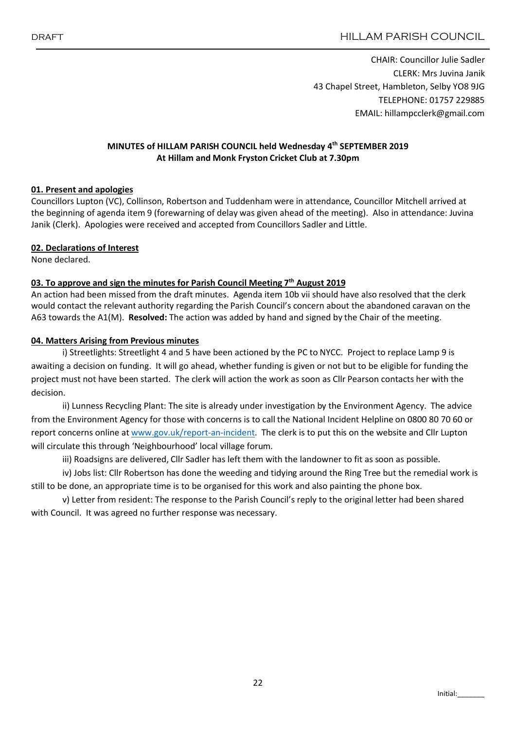DRAFT HILLAM PARISH COUNCIL

CHAIR: Councillor Julie Sadler
CLERK: Mrs Juvina Janik
43 Chapel Street, Hambleton, Selby YO8 9JG
TELEPHONE: 01757 229885
EMAIL: hillampcclerk@gmail.com

**MINUTES of HILLAM PARISH COUNCIL held Wednesday 4th SEPTEMBER 2019**
**At Hillam and Monk Fryston Cricket Club at 7.30pm**

**01. Present and apologies**

Councillors Lupton (VC), Collinson, Robertson and Tuddenham were in attendance, Councillor Mitchell arrived at the beginning of agenda item 9 (forewarning of delay was given ahead of the meeting). Also in attendance: Juvina Janik (Clerk). Apologies were received and accepted from Councillors Sadler and Little.

**02. Declarations of Interest**

None declared.

**03. To approve and sign the minutes for Parish Council Meeting 7th August 2019**

An action had been missed from the draft minutes. Agenda item 10b vii should have also resolved that the clerk would contact the relevant authority regarding the Parish Council's concern about the abandoned caravan on the A63 towards the A1(M). **Resolved:** The action was added by hand and signed by the Chair of the meeting.

**04. Matters Arising from Previous minutes**

i) Streetlights: Streetlight 4 and 5 have been actioned by the PC to NYCC. Project to replace Lamp 9 is awaiting a decision on funding. It will go ahead, whether funding is given or not but to be eligible for funding the project must not have been started. The clerk will action the work as soon as Cllr Pearson contacts her with the decision.

ii) Lunness Recycling Plant: The site is already under investigation by the Environment Agency. The advice from the Environment Agency for those with concerns is to call the National Incident Helpline on 0800 80 70 60 or report concerns online at www.gov.uk/report-an-incident. The clerk is to put this on the website and Cllr Lupton will circulate this through 'Neighbourhood' local village forum.

iii) Roadsigns are delivered, Cllr Sadler has left them with the landowner to fit as soon as possible.

iv) Jobs list: Cllr Robertson has done the weeding and tidying around the Ring Tree but the remedial work is still to be done, an appropriate time is to be organised for this work and also painting the phone box.

v) Letter from resident: The response to the Parish Council's reply to the original letter had been shared with Council. It was agreed no further response was necessary.

Initial:_______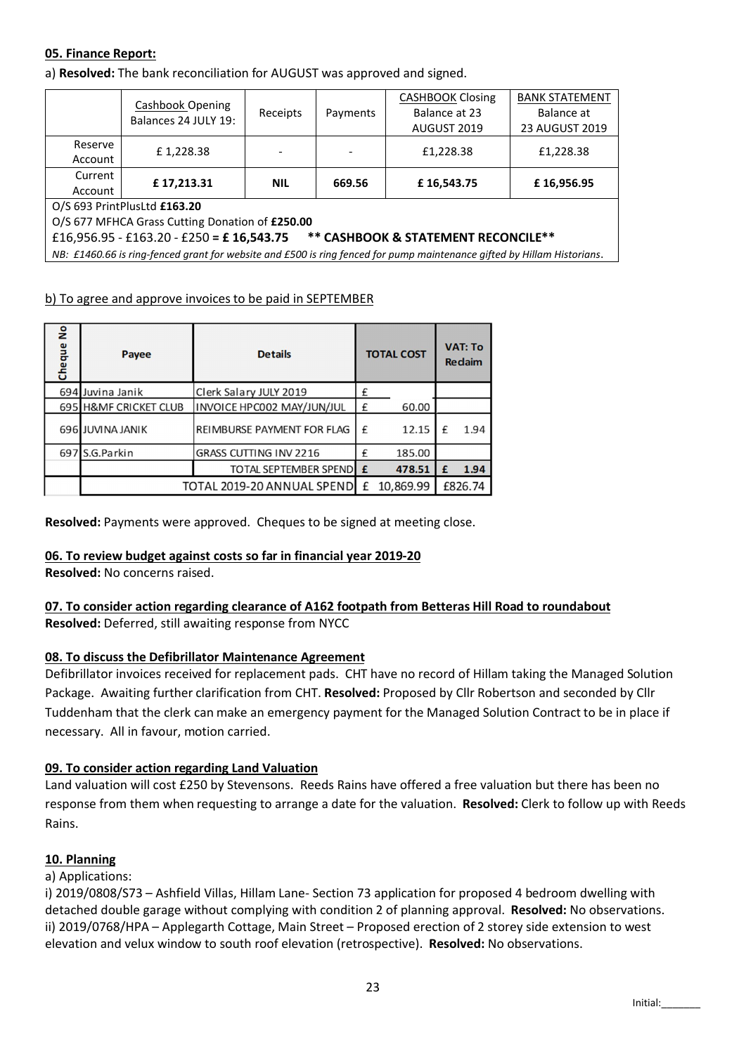**05. Finance Report:**

a) **Resolved:** The bank reconciliation for AUGUST was approved and signed.

| | Cashbook Opening Balances 24 JULY 19: | Receipts | Payments | CASHBOOK Closing Balance at 23 AUGUST 2019 | BANK STATEMENT Balance at 23 AUGUST 2019 |
|---|---|---|---|---|---|
| Reserve Account | £ 1,228.38 | - | - | £1,228.38 | £1,228.38 |
| Current Account | **£ 17,213.31** | **NIL** | **669.56** | **£ 16,543.75** | **£ 16,956.95** |

O/S 693 PrintPlusLtd **£163.20**

O/S 677 MFHCA Grass Cutting Donation of **£250.00**

£16,956.95 - £163.20 - £250 **= £ 16,543.75 \*\* CASHBOOK & STATEMENT RECONCILE\*\***

*NB: £1460.66 is ring-fenced grant for website and £500 is ring fenced for pump maintenance gifted by Hillam Historians.*

b) To agree and approve invoices to be paid in SEPTEMBER

| Cheque No | Payee | Details | TOTAL COST | VAT: To Reclaim |
|---|---|---|---|---|
| 694 | Juvina Janik | Clerk Salary JULY 2019 | £ | |
| 695 | H&MF CRICKET CLUB | INVOICE HPC002 MAY/JUN/JUL | £ 60.00 | |
| 696 | JUVINA JANIK | REIMBURSE PAYMENT FOR FLAG | £ 12.15 | £ 1.94 |
| 697 | S.G.Parkin | GRASS CUTTING INV 2216 | £ 185.00 | |
| | | TOTAL SEPTEMBER SPEND | **£ 478.51** | **£ 1.94** |
| | | TOTAL 2019-20 ANNUAL SPEND | £ 10,869.99 | £826.74 |

**Resolved:** Payments were approved. Cheques to be signed at meeting close.

**06. To review budget against costs so far in financial year 2019-20**

**Resolved:** No concerns raised.

**07. To consider action regarding clearance of A162 footpath from Betteras Hill Road to roundabout**

**Resolved:** Deferred, still awaiting response from NYCC

**08. To discuss the Defibrillator Maintenance Agreement**

Defibrillator invoices received for replacement pads. CHT have no record of Hillam taking the Managed Solution Package. Awaiting further clarification from CHT. **Resolved:** Proposed by Cllr Robertson and seconded by Cllr Tuddenham that the clerk can make an emergency payment for the Managed Solution Contract to be in place if necessary. All in favour, motion carried.

**09. To consider action regarding Land Valuation**

Land valuation will cost £250 by Stevensons. Reeds Rains have offered a free valuation but there has been no response from them when requesting to arrange a date for the valuation. **Resolved:** Clerk to follow up with Reeds Rains.

**10. Planning**

a) Applications:

i) 2019/0808/S73 – Ashfield Villas, Hillam Lane- Section 73 application for proposed 4 bedroom dwelling with detached double garage without complying with condition 2 of planning approval. **Resolved:** No observations.

ii) 2019/0768/HPA – Applegarth Cottage, Main Street – Proposed erection of 2 storey side extension to west elevation and velux window to south roof elevation (retrospective). **Resolved:** No observations.

Initial:_______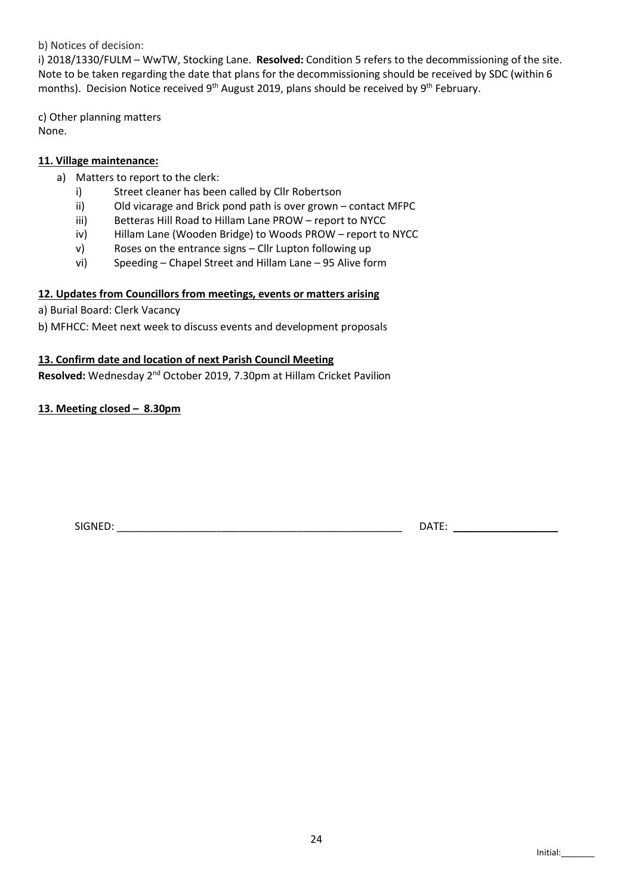b) Notices of decision:

i) 2018/1330/FULM – WwTW, Stocking Lane. **Resolved:** Condition 5 refers to the decommissioning of the site. Note to be taken regarding the date that plans for the decommissioning should be received by SDC (within 6 months). Decision Notice received 9th August 2019, plans should be received by 9th February.

c) Other planning matters

None.

**11. Village maintenance:**

a) Matters to report to the clerk:
   - i) Street cleaner has been called by Cllr Robertson
   - ii) Old vicarage and Brick pond path is over grown – contact MFPC
   - iii) Betteras Hill Road to Hillam Lane PROW – report to NYCC
   - iv) Hillam Lane (Wooden Bridge) to Woods PROW – report to NYCC
   - v) Roses on the entrance signs – Cllr Lupton following up
   - vi) Speeding – Chapel Street and Hillam Lane – 95 Alive form

**12. Updates from Councillors from meetings, events or matters arising**

a) Burial Board: Clerk Vacancy

b) MFHCC: Meet next week to discuss events and development proposals

**13. Confirm date and location of next Parish Council Meeting**

**Resolved:** Wednesday 2nd October 2019, 7.30pm at Hillam Cricket Pavilion

**13. Meeting closed – 8.30pm**

SIGNED: ______________________________ DATE: ______________

Initial:______